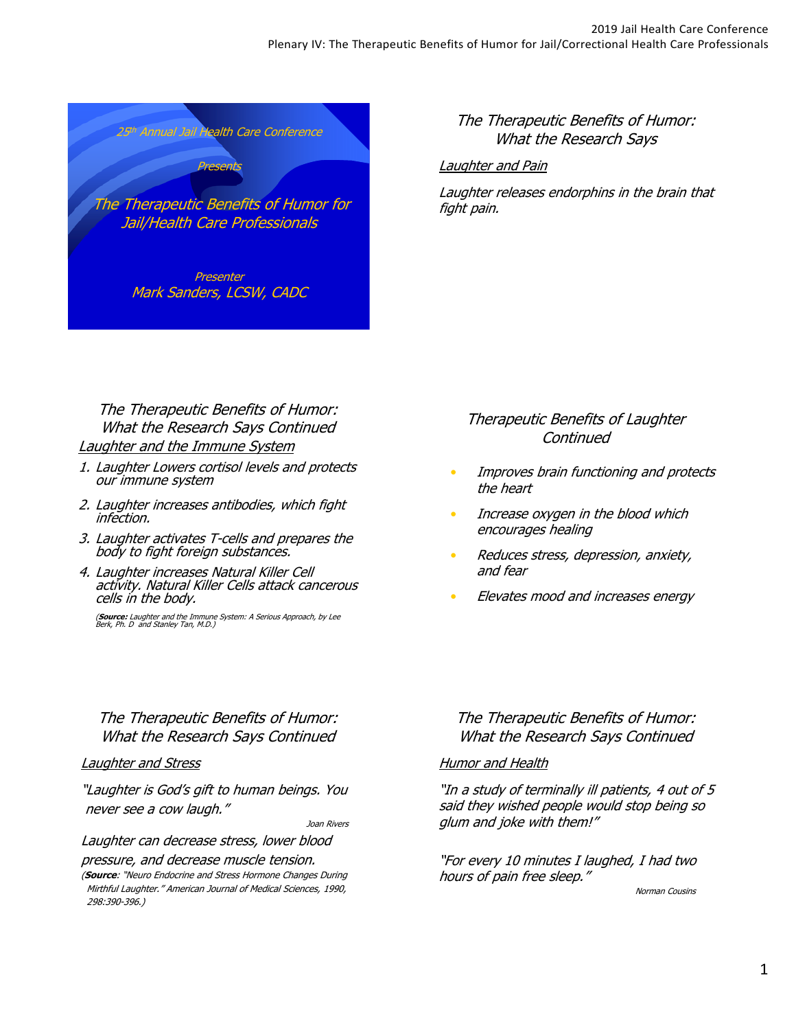25th Annual Jail Health Care Conference

Presents

# The Therapeutic Benefits of Humor for Jail/Health Care Professionals

Presenter

Mark Sanders, LCSW, CADC

## The Therapeutic Benefits of Humor: What the Research Says

*Laughter and Pain*

*Laughter releases endorphins in the brain that fight pain.*

## The Therapeutic Benefits of Humor: What the Research Says Continued

*Laughter and the Immune System*

1. *Laughter Lowers cortisol levels and protects our immune system*
2. *Laughter increases antibodies, which fight infection.*
3. *Laughter activates T-cells and prepares the body to fight foreign substances.*
4. *Laughter increases Natural Killer Cell activity. Natural Killer Cells attack cancerous cells in the body.*

(**Source:** *Laughter and the Immune System: A Serious Approach, by Lee Berk, Ph. D and Stanley Tan, M.D.*)

## Therapeutic Benefits of Laughter Continued

- *Improves brain functioning and protects the heart*
- *Increase oxygen in the blood which encourages healing*
- *Reduces stress, depression, anxiety, and fear*
- *Elevates mood and increases energy*

## The Therapeutic Benefits of Humor: What the Research Says Continued

*Laughter and Stress*

*"Laughter is God's gift to human beings. You never see a cow laugh."*

*Joan Rivers*

*Laughter can decrease stress, lower blood pressure, and decrease muscle tension.*

(**Source**: *"Neuro Endocrine and Stress Hormone Changes During Mirthful Laughter." American Journal of Medical Sciences, 1990, 298:390-396.*)

## The Therapeutic Benefits of Humor: What the Research Says Continued

*Humor and Health*

*"In a study of terminally ill patients, 4 out of 5 said they wished people would stop being so glum and joke with them!"*

*"For every 10 minutes I laughed, I had two hours of pain free sleep."*

*Norman Cousins*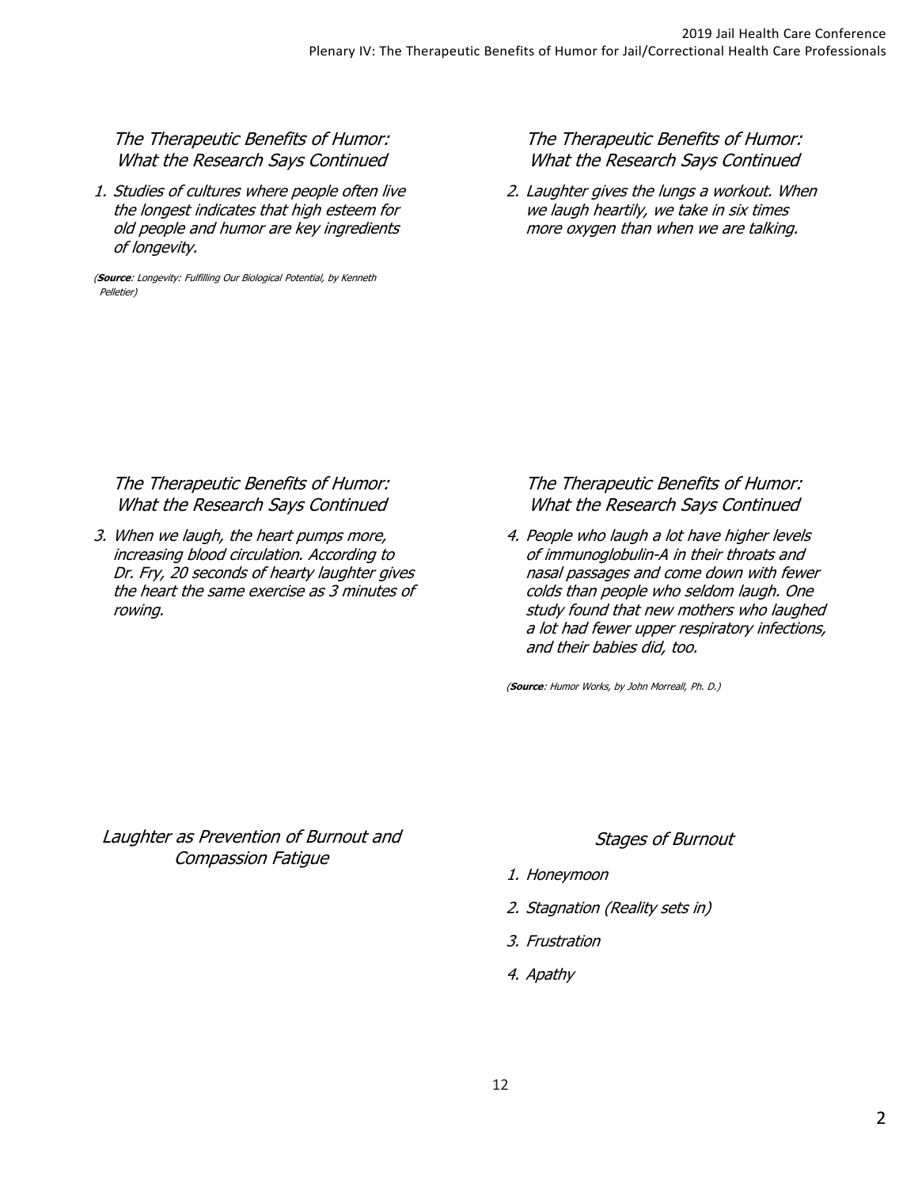## *The Therapeutic Benefits of Humor: What the Research Says Continued*

1. *Studies of cultures where people often live the longest indicates that high esteem for old people and humor are key ingredients of longevity.*

*(**Source**: Longevity: Fulfilling Our Biological Potential, by Kenneth Pelletier)*

## *The Therapeutic Benefits of Humor: What the Research Says Continued*

2. *Laughter gives the lungs a workout. When we laugh heartily, we take in six times more oxygen than when we are talking.*

## *The Therapeutic Benefits of Humor: What the Research Says Continued*

3. *When we laugh, the heart pumps more, increasing blood circulation. According to Dr. Fry, 20 seconds of hearty laughter gives the heart the same exercise as 3 minutes of rowing.*

## *The Therapeutic Benefits of Humor: What the Research Says Continued*

4. *People who laugh a lot have higher levels of immunoglobulin-A in their throats and nasal passages and come down with fewer colds than people who seldom laugh. One study found that new mothers who laughed a lot had fewer upper respiratory infections, and their babies did, too.*

*(**Source**: Humor Works, by John Morreall, Ph. D.)*

## *Laughter as Prevention of Burnout and Compassion Fatigue*

## *Stages of Burnout*

1. *Honeymoon*
2. *Stagnation (Reality sets in)*
3. *Frustration*
4. *Apathy*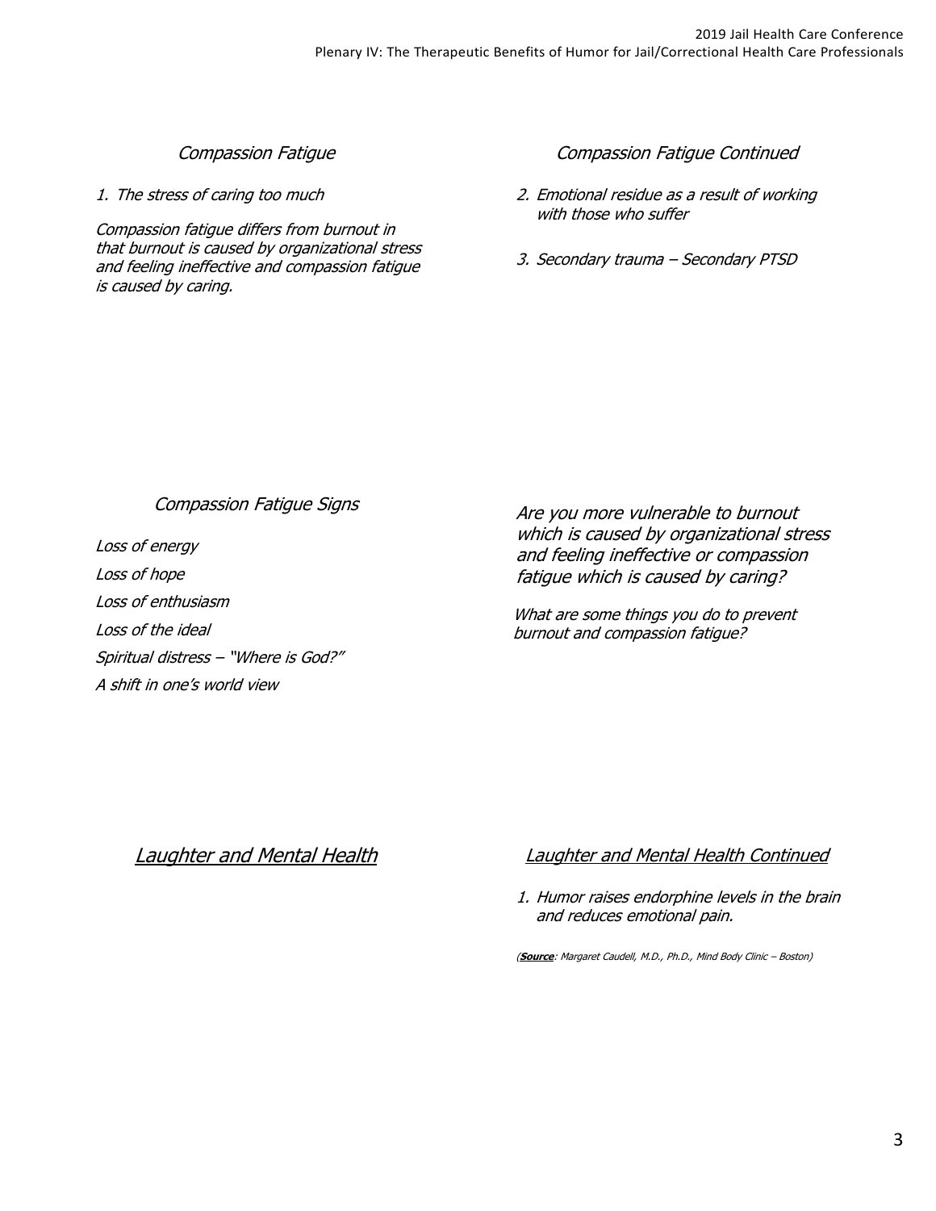## *Compassion Fatigue*

*1. The stress of caring too much*

*Compassion fatigue differs from burnout in that burnout is caused by organizational stress and feeling ineffective and compassion fatigue is caused by caring.*

## *Compassion Fatigue Continued*

*2. Emotional residue as a result of working with those who suffer*

*3. Secondary trauma – Secondary PTSD*

## *Compassion Fatigue Signs*

*Loss of energy*

*Loss of hope*

*Loss of enthusiasm*

*Loss of the ideal*

*Spiritual distress – "Where is God?"*

*A shift in one's world view*

*Are you more vulnerable to burnout which is caused by organizational stress and feeling ineffective or compassion fatigue which is caused by caring?*

*What are some things you do to prevent burnout and compassion fatigue?*

## *Laughter and Mental Health*

## *Laughter and Mental Health Continued*

*1. Humor raises endorphine levels in the brain and reduces emotional pain.*

*(**Source**: Margaret Caudell, M.D., Ph.D., Mind Body Clinic – Boston)*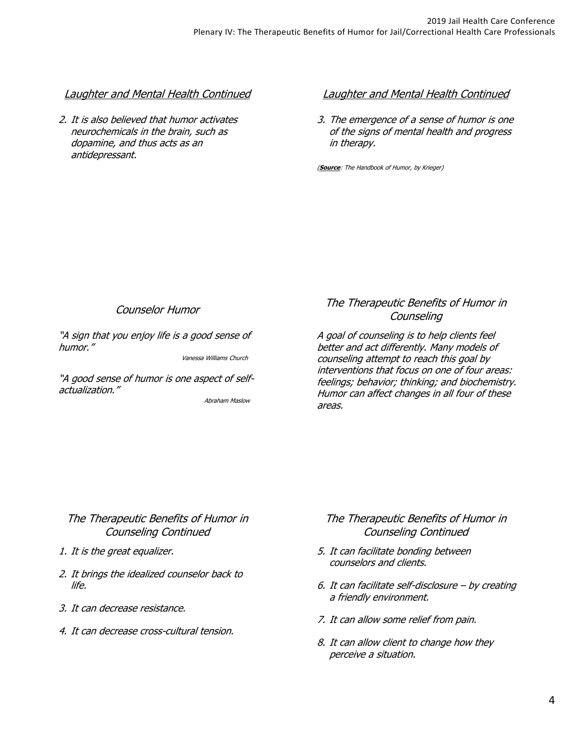## *Laughter and Mental Health Continued*

*2. It is also believed that humor activates neurochemicals in the brain, such as dopamine, and thus acts as an antidepressant.*

## *Laughter and Mental Health Continued*

*3. The emergence of a sense of humor is one of the signs of mental health and progress in therapy.*

*(**Source**: The Handbook of Humor, by Krieger)*

## *Counselor Humor*

*"A sign that you enjoy life is a good sense of humor."*

*Vanessa Williams Church*

*"A good sense of humor is one aspect of self-actualization."*

*Abraham Maslow*

## *The Therapeutic Benefits of Humor in Counseling*

*A goal of counseling is to help clients feel better and act differently. Many models of counseling attempt to reach this goal by interventions that focus on one of four areas: feelings; behavior; thinking; and biochemistry. Humor can affect changes in all four of these areas.*

## *The Therapeutic Benefits of Humor in Counseling Continued*

1. *It is the great equalizer.*
2. *It brings the idealized counselor back to life.*
3. *It can decrease resistance.*
4. *It can decrease cross-cultural tension.*

## *The Therapeutic Benefits of Humor in Counseling Continued*

5. *It can facilitate bonding between counselors and clients.*
6. *It can facilitate self-disclosure – by creating a friendly environment.*
7. *It can allow some relief from pain.*
8. *It can allow client to change how they perceive a situation.*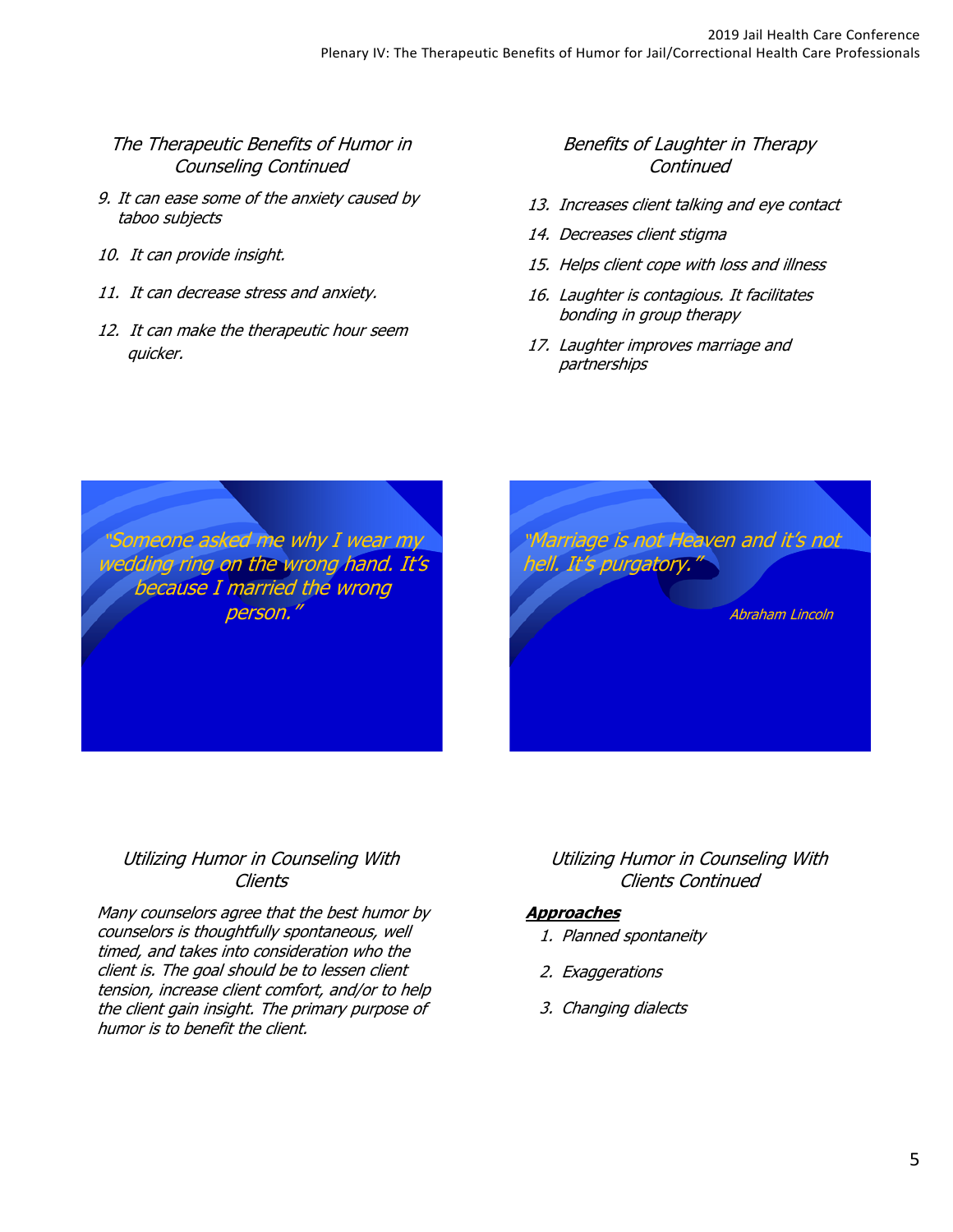## The Therapeutic Benefits of Humor in Counseling Continued

9. It can ease some of the anxiety caused by taboo subjects
10. It can provide insight.
11. It can decrease stress and anxiety.
12. It can make the therapeutic hour seem quicker.

## Benefits of Laughter in Therapy Continued

13. Increases client talking and eye contact
14. Decreases client stigma
15. Helps client cope with loss and illness
16. Laughter is contagious. It facilitates bonding in group therapy
17. Laughter improves marriage and partnerships

"Someone asked me why I wear my wedding ring on the wrong hand. It's because I married the wrong person."

"Marriage is not Heaven and it's not hell. It's purgatory."

Abraham Lincoln

## Utilizing Humor in Counseling With Clients

Many counselors agree that the best humor by counselors is thoughtfully spontaneous, well timed, and takes into consideration who the client is. The goal should be to lessen client tension, increase client comfort, and/or to help the client gain insight. The primary purpose of humor is to benefit the client.

## Utilizing Humor in Counseling With Clients Continued

**Approaches**

1. Planned spontaneity
2. Exaggerations
3. Changing dialects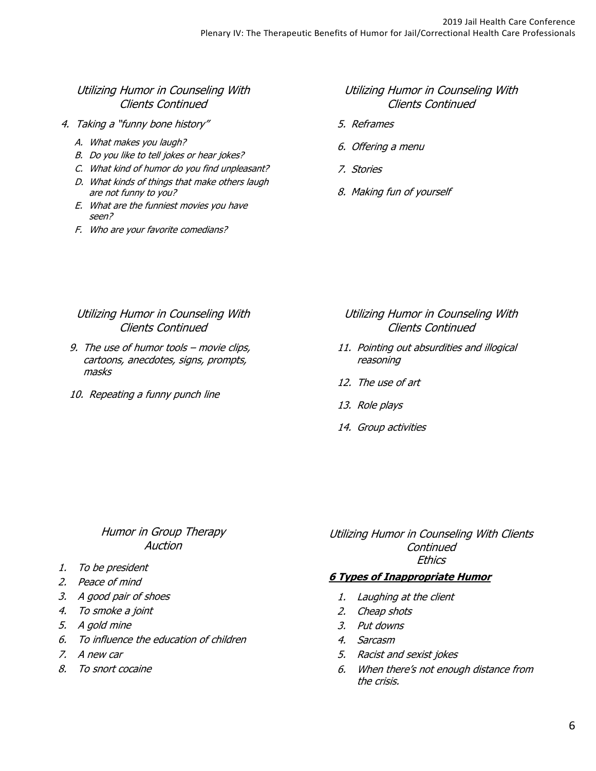## Utilizing Humor in Counseling With Clients Continued

4. Taking a "funny bone history"
   - A. What makes you laugh?
   - B. Do you like to tell jokes or hear jokes?
   - C. What kind of humor do you find unpleasant?
   - D. What kinds of things that make others laugh are not funny to you?
   - E. What are the funniest movies you have seen?
   - F. Who are your favorite comedians?

## Utilizing Humor in Counseling With Clients Continued

5. Reframes
6. Offering a menu
7. Stories
8. Making fun of yourself

## Utilizing Humor in Counseling With Clients Continued

9. The use of humor tools – movie clips, cartoons, anecdotes, signs, prompts, masks
10. Repeating a funny punch line

## Utilizing Humor in Counseling With Clients Continued

11. Pointing out absurdities and illogical reasoning
12. The use of art
13. Role plays
14. Group activities

## Humor in Group Therapy Auction

1. To be president
2. Peace of mind
3. A good pair of shoes
4. To smoke a joint
5. A gold mine
6. To influence the education of children
7. A new car
8. To snort cocaine

## Utilizing Humor in Counseling With Clients Continued Ethics

***6 Types of Inappropriate Humor***

1. Laughing at the client
2. Cheap shots
3. Put downs
4. Sarcasm
5. Racist and sexist jokes
6. When there's not enough distance from the crisis.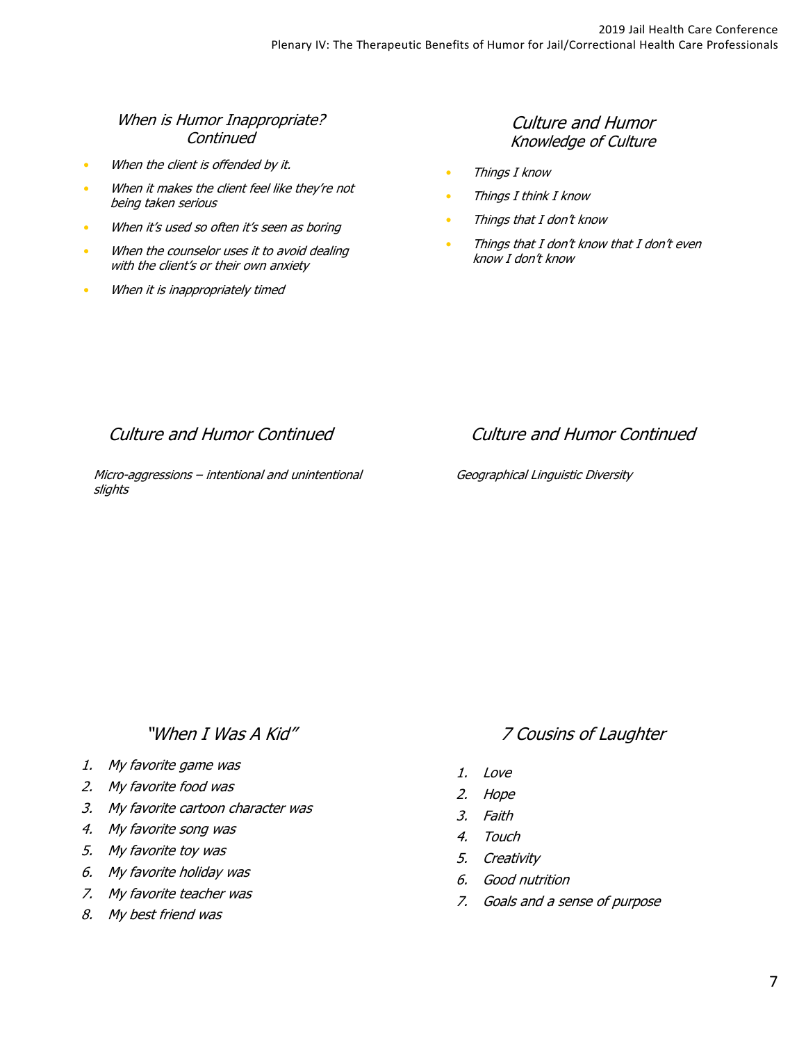## *When is Humor Inappropriate? Continued*

- *When the client is offended by it.*
- *When it makes the client feel like they're not being taken serious*
- *When it's used so often it's seen as boring*
- *When the counselor uses it to avoid dealing with the client's or their own anxiety*
- *When it is inappropriately timed*

## *Culture and Humor Knowledge of Culture*

- *Things I know*
- *Things I think I know*
- *Things that I don't know*
- *Things that I don't know that I don't even know I don't know*

## *Culture and Humor Continued*

*Micro-aggressions – intentional and unintentional slights*

## *Culture and Humor Continued*

*Geographical Linguistic Diversity*

## *"When I Was A Kid"*

1. *My favorite game was*
2. *My favorite food was*
3. *My favorite cartoon character was*
4. *My favorite song was*
5. *My favorite toy was*
6. *My favorite holiday was*
7. *My favorite teacher was*
8. *My best friend was*

## *7 Cousins of Laughter*

1. *Love*
2. *Hope*
3. *Faith*
4. *Touch*
5. *Creativity*
6. *Good nutrition*
7. *Goals and a sense of purpose*